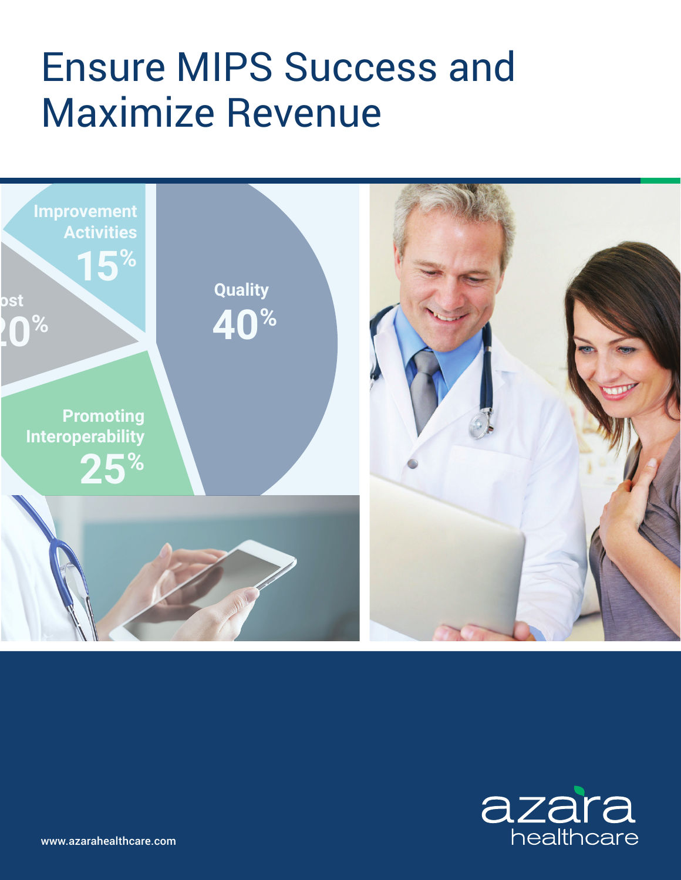# Ensure MIPS Success and Maximize Revenue

Improvement Activities 15%

Cost 20%

Quality 40%

Promoting Interoperability 25%

azara healthcare

www.azarahealthcare.com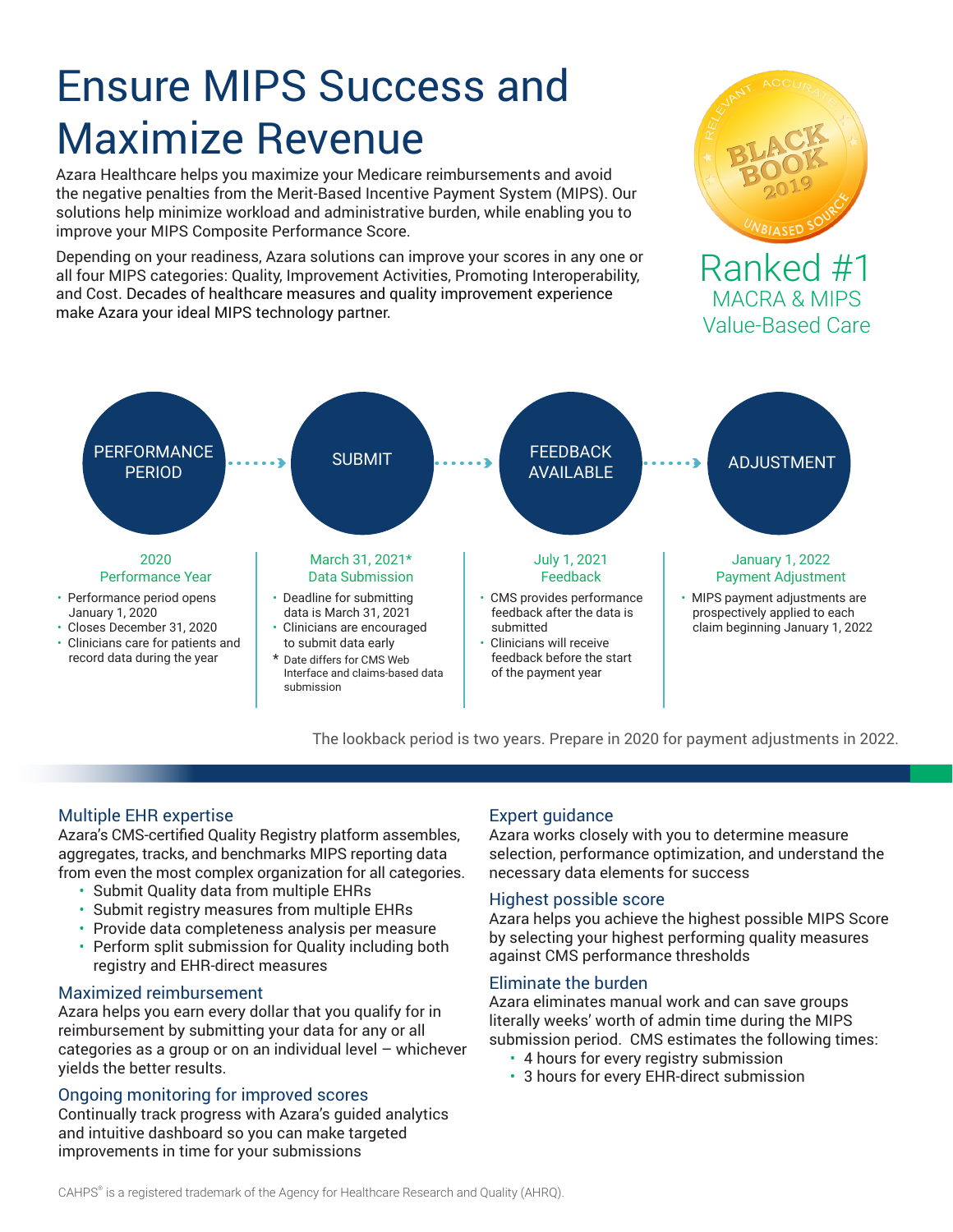# Ensure MIPS Success and Maximize Revenue

Azara Healthcare helps you maximize your Medicare reimbursements and avoid the negative penalties from the Merit-Based Incentive Payment System (MIPS). Our solutions help minimize workload and administrative burden, while enabling you to improve your MIPS Composite Performance Score.

Depending on your readiness, Azara solutions can improve your scores in any one or all four MIPS categories: Quality, Improvement Activities, Promoting Interoperability, and Cost. Decades of healthcare measures and quality improvement experience make Azara your ideal MIPS technology partner.

BLACK BOOK 2019 — RELEVANT ACCURATE UNBIASED SOURCE

Ranked #1
MACRA & MIPS
Value-Based Care

PERFORMANCE PERIOD → SUBMIT → FEEDBACK AVAILABLE → ADJUSTMENT

**2020**
**Performance Year**

- Performance period opens January 1, 2020
- Closes December 31, 2020
- Clinicians care for patients and record data during the year

**March 31, 2021***
**Data Submission**

- Deadline for submitting data is March 31, 2021
- Clinicians are encouraged to submit data early

\* Date differs for CMS Web Interface and claims-based data submission

**July 1, 2021**
**Feedback**

- CMS provides performance feedback after the data is submitted
- Clinicians will receive feedback before the start of the payment year

**January 1, 2022**
**Payment Adjustment**

- MIPS payment adjustments are prospectively applied to each claim beginning January 1, 2022

The lookback period is two years. Prepare in 2020 for payment adjustments in 2022.

### Multiple EHR expertise

Azara's CMS-certified Quality Registry platform assembles, aggregates, tracks, and benchmarks MIPS reporting data from even the most complex organization for all categories.

- Submit Quality data from multiple EHRs
- Submit registry measures from multiple EHRs
- Provide data completeness analysis per measure
- Perform split submission for Quality including both registry and EHR-direct measures

### Maximized reimbursement

Azara helps you earn every dollar that you qualify for in reimbursement by submitting your data for any or all categories as a group or on an individual level – whichever yields the better results.

### Ongoing monitoring for improved scores

Continually track progress with Azara's guided analytics and intuitive dashboard so you can make targeted improvements in time for your submissions

### Expert guidance

Azara works closely with you to determine measure selection, performance optimization, and understand the necessary data elements for success

### Highest possible score

Azara helps you achieve the highest possible MIPS Score by selecting your highest performing quality measures against CMS performance thresholds

### Eliminate the burden

Azara eliminates manual work and can save groups literally weeks' worth of admin time during the MIPS submission period. CMS estimates the following times:

- 4 hours for every registry submission
- 3 hours for every EHR-direct submission

CAHPS® is a registered trademark of the Agency for Healthcare Research and Quality (AHRQ).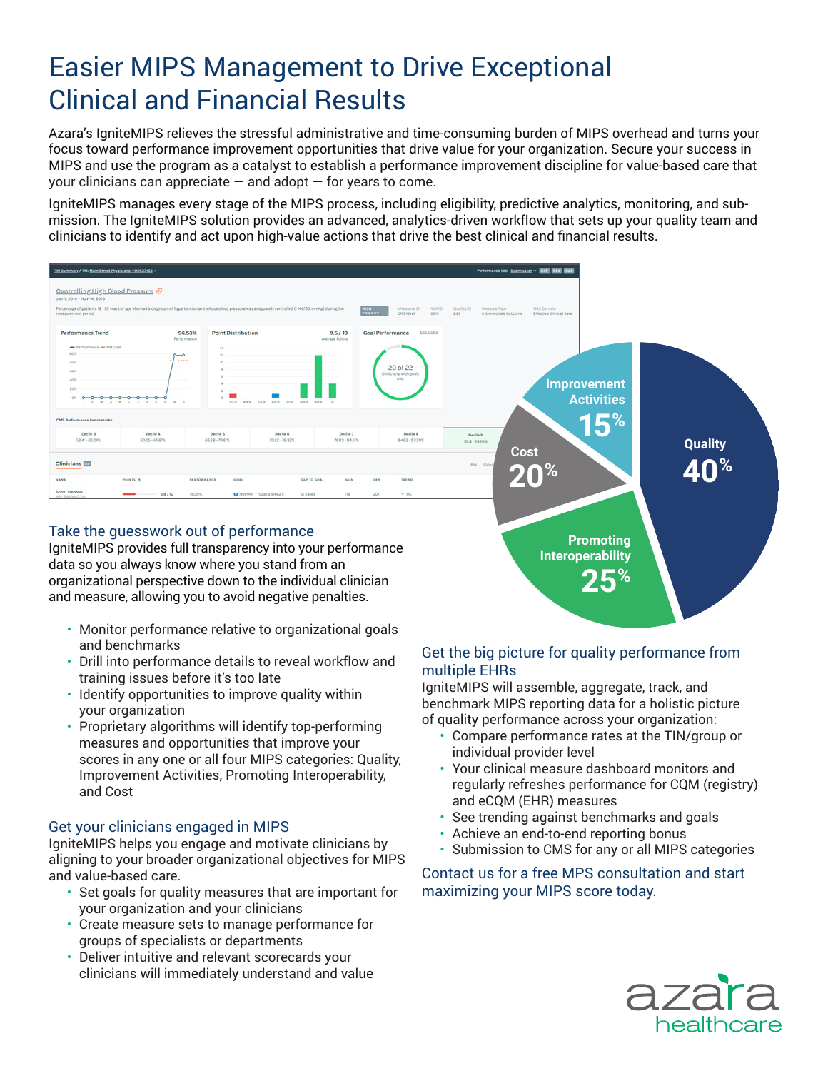# Easier MIPS Management to Drive Exceptional Clinical and Financial Results

Azara's IgniteMIPS relieves the stressful administrative and time-consuming burden of MIPS overhead and turns your focus toward performance improvement opportunities that drive value for your organization. Secure your success in MIPS and use the program as a catalyst to establish a performance improvement discipline for value-based care that your clinicians can appreciate — and adopt — for years to come.

IgniteMIPS manages every stage of the MIPS process, including eligibility, predictive analytics, monitoring, and submission. The IgniteMIPS solution provides an advanced, analytics-driven workflow that sets up your quality team and clinicians to identify and act upon high-value actions that drive the best clinical and financial results.

Improvement Activities 15%
Cost 20%
Quality 40%
Promoting Interoperability 25%

## Take the guesswork out of performance

IgniteMIPS provides full transparency into your performance data so you always know where you stand from an organizational perspective down to the individual clinician and measure, allowing you to avoid negative penalties.

- Monitor performance relative to organizational goals and benchmarks
- Drill into performance details to reveal workflow and training issues before it's too late
- Identify opportunities to improve quality within your organization
- Proprietary algorithms will identify top-performing measures and opportunities that improve your scores in any one or all four MIPS categories: Quality, Improvement Activities, Promoting Interoperability, and Cost

## Get your clinicians engaged in MIPS

IgniteMIPS helps you engage and motivate clinicians by aligning to your broader organizational objectives for MIPS and value-based care.

- Set goals for quality measures that are important for your organization and your clinicians
- Create measure sets to manage performance for groups of specialists or departments
- Deliver intuitive and relevant scorecards your clinicians will immediately understand and value

## Get the big picture for quality performance from multiple EHRs

IgniteMIPS will assemble, aggregate, track, and benchmark MIPS reporting data for a holistic picture of quality performance across your organization:

- Compare performance rates at the TIN/group or individual provider level
- Your clinical measure dashboard monitors and regularly refreshes performance for CQM (registry) and eCQM (EHR) measures
- See trending against benchmarks and goals
- Achieve an end-to-end reporting bonus
- Submission to CMS for any or all MIPS categories

## Contact us for a free MPS consultation and start maximizing your MIPS score today.

azara healthcare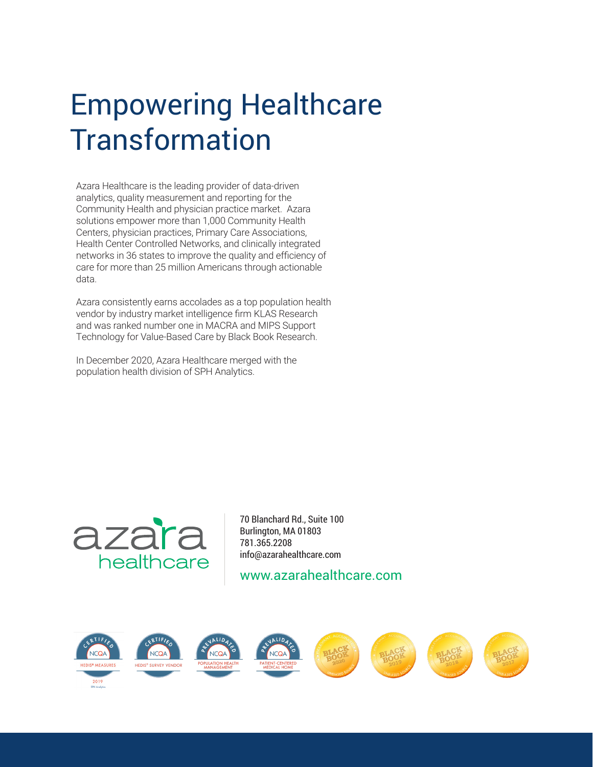# Empowering Healthcare Transformation

Azara Healthcare is the leading provider of data-driven analytics, quality measurement and reporting for the Community Health and physician practice market. Azara solutions empower more than 1,000 Community Health Centers, physician practices, Primary Care Associations, Health Center Controlled Networks, and clinically integrated networks in 36 states to improve the quality and efficiency of care for more than 25 million Americans through actionable data.

Azara consistently earns accolades as a top population health vendor by industry market intelligence firm KLAS Research and was ranked number one in MACRA and MIPS Support Technology for Value-Based Care by Black Book Research.

In December 2020, Azara Healthcare merged with the population health division of SPH Analytics.

azara healthcare

70 Blanchard Rd., Suite 100
Burlington, MA 01803
781.365.2208
info@azarahealthcare.com

www.azarahealthcare.com